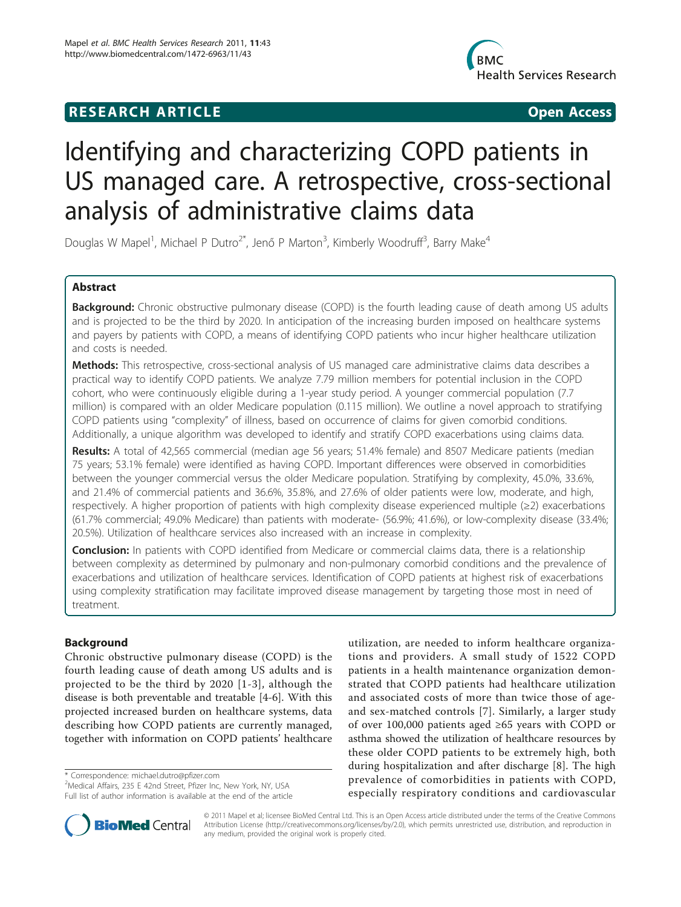**RESEARCH ARTICLE** **Open Access**

# Identifying and characterizing COPD patients in US managed care. A retrospective, cross-sectional analysis of administrative claims data

Douglas W Mapel[1], Michael P Dutro[2*], Jenő P Marton[3], Kimberly Woodruff[3], Barry Make[4]

## Abstract

**Background:** Chronic obstructive pulmonary disease (COPD) is the fourth leading cause of death among US adults and is projected to be the third by 2020. In anticipation of the increasing burden imposed on healthcare systems and payers by patients with COPD, a means of identifying COPD patients who incur higher healthcare utilization and costs is needed.

**Methods:** This retrospective, cross-sectional analysis of US managed care administrative claims data describes a practical way to identify COPD patients. We analyze 7.79 million members for potential inclusion in the COPD cohort, who were continuously eligible during a 1-year study period. A younger commercial population (7.7 million) is compared with an older Medicare population (0.115 million). We outline a novel approach to stratifying COPD patients using "complexity" of illness, based on occurrence of claims for given comorbid conditions. Additionally, a unique algorithm was developed to identify and stratify COPD exacerbations using claims data.

**Results:** A total of 42,565 commercial (median age 56 years; 51.4% female) and 8507 Medicare patients (median 75 years; 53.1% female) were identified as having COPD. Important differences were observed in comorbidities between the younger commercial versus the older Medicare population. Stratifying by complexity, 45.0%, 33.6%, and 21.4% of commercial patients and 36.6%, 35.8%, and 27.6% of older patients were low, moderate, and high, respectively. A higher proportion of patients with high complexity disease experienced multiple (≥2) exacerbations (61.7% commercial; 49.0% Medicare) than patients with moderate- (56.9%; 41.6%), or low-complexity disease (33.4%; 20.5%). Utilization of healthcare services also increased with an increase in complexity.

**Conclusion:** In patients with COPD identified from Medicare or commercial claims data, there is a relationship between complexity as determined by pulmonary and non-pulmonary comorbid conditions and the prevalence of exacerbations and utilization of healthcare services. Identification of COPD patients at highest risk of exacerbations using complexity stratification may facilitate improved disease management by targeting those most in need of treatment.

## Background

Chronic obstructive pulmonary disease (COPD) is the fourth leading cause of death among US adults and is projected to be the third by 2020 [1-3], although the disease is both preventable and treatable [4-6]. With this projected increased burden on healthcare systems, data describing how COPD patients are currently managed, together with information on COPD patients' healthcare utilization, are needed to inform healthcare organizations and providers. A small study of 1522 COPD patients in a health maintenance organization demonstrated that COPD patients had healthcare utilization and associated costs of more than twice those of age- and sex-matched controls [7]. Similarly, a larger study of over 100,000 patients aged ≥65 years with COPD or asthma showed the utilization of healthcare resources by these older COPD patients to be extremely high, both during hospitalization and after discharge [8]. The high prevalence of comorbidities in patients with COPD, especially respiratory conditions and cardiovascular

\* Correspondence: michael.dutro@pfizer.com
[2]Medical Affairs, 235 E 42nd Street, Pfizer Inc, New York, NY, USA
Full list of author information is available at the end of the article

© 2011 Mapel et al; licensee BioMed Central Ltd. This is an Open Access article distributed under the terms of the Creative Commons Attribution License (http://creativecommons.org/licenses/by/2.0), which permits unrestricted use, distribution, and reproduction in any medium, provided the original work is properly cited.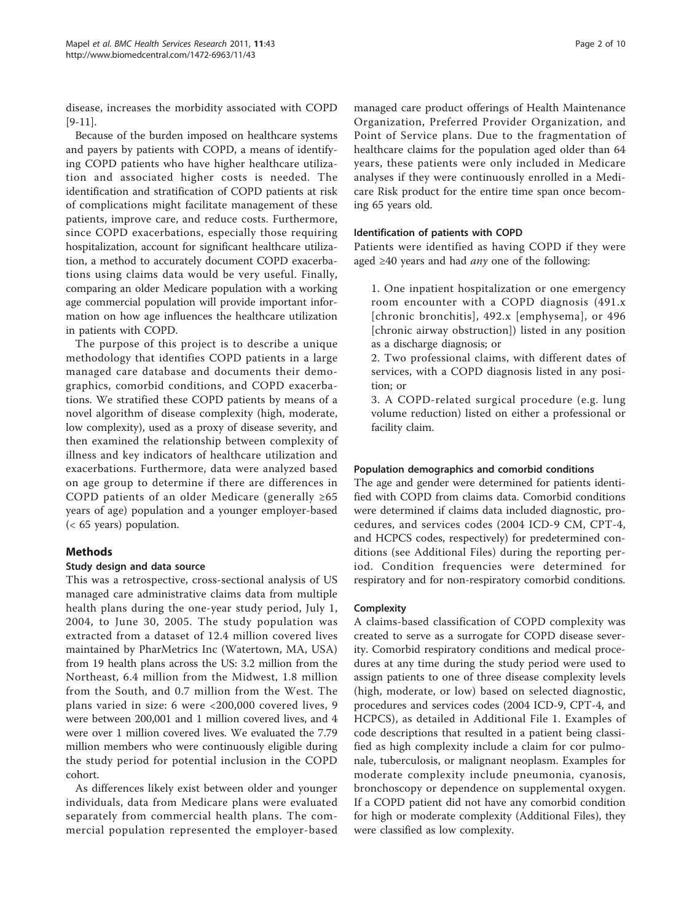disease, increases the morbidity associated with COPD [9-11].

Because of the burden imposed on healthcare systems and payers by patients with COPD, a means of identifying COPD patients who have higher healthcare utilization and associated higher costs is needed. The identification and stratification of COPD patients at risk of complications might facilitate management of these patients, improve care, and reduce costs. Furthermore, since COPD exacerbations, especially those requiring hospitalization, account for significant healthcare utilization, a method to accurately document COPD exacerbations using claims data would be very useful. Finally, comparing an older Medicare population with a working age commercial population will provide important information on how age influences the healthcare utilization in patients with COPD.

The purpose of this project is to describe a unique methodology that identifies COPD patients in a large managed care database and documents their demographics, comorbid conditions, and COPD exacerbations. We stratified these COPD patients by means of a novel algorithm of disease complexity (high, moderate, low complexity), used as a proxy of disease severity, and then examined the relationship between complexity of illness and key indicators of healthcare utilization and exacerbations. Furthermore, data were analyzed based on age group to determine if there are differences in COPD patients of an older Medicare (generally ≥65 years of age) population and a younger employer-based (< 65 years) population.

## Methods

### Study design and data source

This was a retrospective, cross-sectional analysis of US managed care administrative claims data from multiple health plans during the one-year study period, July 1, 2004, to June 30, 2005. The study population was extracted from a dataset of 12.4 million covered lives maintained by PharMetrics Inc (Watertown, MA, USA) from 19 health plans across the US: 3.2 million from the Northeast, 6.4 million from the Midwest, 1.8 million from the South, and 0.7 million from the West. The plans varied in size: 6 were <200,000 covered lives, 9 were between 200,001 and 1 million covered lives, and 4 were over 1 million covered lives. We evaluated the 7.79 million members who were continuously eligible during the study period for potential inclusion in the COPD cohort.

As differences likely exist between older and younger individuals, data from Medicare plans were evaluated separately from commercial health plans. The commercial population represented the employer-based managed care product offerings of Health Maintenance Organization, Preferred Provider Organization, and Point of Service plans. Due to the fragmentation of healthcare claims for the population aged older than 64 years, these patients were only included in Medicare analyses if they were continuously enrolled in a Medicare Risk product for the entire time span once becoming 65 years old.

### Identification of patients with COPD

Patients were identified as having COPD if they were aged ≥40 years and had *any* one of the following:

1. One inpatient hospitalization or one emergency room encounter with a COPD diagnosis (491.x [chronic bronchitis], 492.x [emphysema], or 496 [chronic airway obstruction]) listed in any position as a discharge diagnosis; or
2. Two professional claims, with different dates of services, with a COPD diagnosis listed in any position; or
3. A COPD-related surgical procedure (e.g. lung volume reduction) listed on either a professional or facility claim.

### Population demographics and comorbid conditions

The age and gender were determined for patients identified with COPD from claims data. Comorbid conditions were determined if claims data included diagnostic, procedures, and services codes (2004 ICD-9 CM, CPT-4, and HCPCS codes, respectively) for predetermined conditions (see Additional Files) during the reporting period. Condition frequencies were determined for respiratory and for non-respiratory comorbid conditions.

### Complexity

A claims-based classification of COPD complexity was created to serve as a surrogate for COPD disease severity. Comorbid respiratory conditions and medical procedures at any time during the study period were used to assign patients to one of three disease complexity levels (high, moderate, or low) based on selected diagnostic, procedures and services codes (2004 ICD-9, CPT-4, and HCPCS), as detailed in Additional File 1. Examples of code descriptions that resulted in a patient being classified as high complexity include a claim for cor pulmonale, tuberculosis, or malignant neoplasm. Examples for moderate complexity include pneumonia, cyanosis, bronchoscopy or dependence on supplemental oxygen. If a COPD patient did not have any comorbid condition for high or moderate complexity (Additional Files), they were classified as low complexity.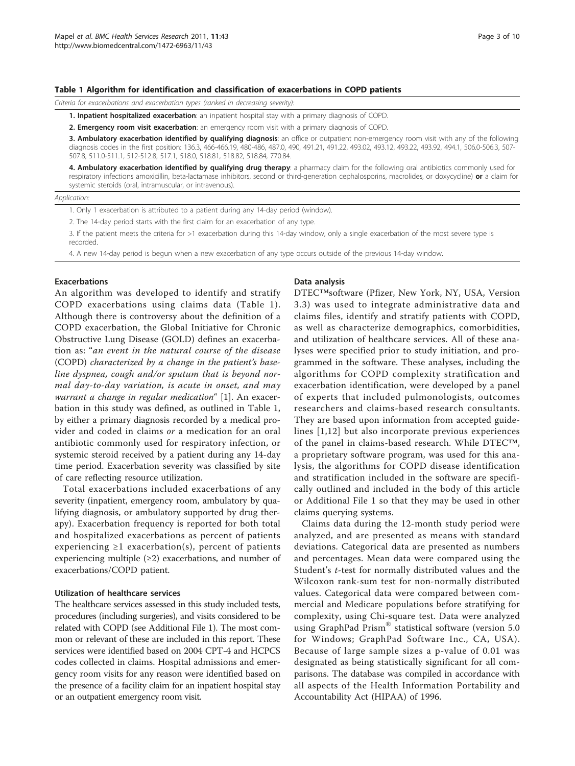**Table 1 Algorithm for identification and classification of exacerbations in COPD patients**

| *Criteria for exacerbations and exacerbation types (ranked in decreasing severity):* |
|---|
| **1. Inpatient hospitalized exacerbation**: an inpatient hospital stay with a primary diagnosis of COPD. |
| **2. Emergency room visit exacerbation**: an emergency room visit with a primary diagnosis of COPD. |
| **3. Ambulatory exacerbation identified by qualifying diagnosis**: an office or outpatient non-emergency room visit with any of the following diagnosis codes in the first position: 136.3, 466-466.19, 480-486, 487.0, 490, 491.21, 491.22, 493.02, 493.12, 493.22, 493.92, 494.1, 506.0-506.3, 507-507.8, 511.0-511.1, 512-512.8, 517.1, 518.0, 518.81, 518.82, 518.84, 770.84. |
| **4. Ambulatory exacerbation identified by qualifying drug therapy**: a pharmacy claim for the following oral antibiotics commonly used for respiratory infections amoxicillin, beta-lactamase inhibitors, second or third-generation cephalosporins, macrolides, or doxycycline) **or** a claim for systemic steroids (oral, intramuscular, or intravenous). |
| *Application:* |
| 1. Only 1 exacerbation is attributed to a patient during any 14-day period (window). |
| 2. The 14-day period starts with the first claim for an exacerbation of any type. |
| 3. If the patient meets the criteria for >1 exacerbation during this 14-day window, only a single exacerbation of the most severe type is recorded. |
| 4. A new 14-day period is begun when a new exacerbation of any type occurs outside of the previous 14-day window. |

### Exacerbations

An algorithm was developed to identify and stratify COPD exacerbations using claims data (Table 1). Although there is controversy about the definition of a COPD exacerbation, the Global Initiative for Chronic Obstructive Lung Disease (GOLD) defines an exacerbation as: "*an event in the natural course of the disease (COPD) characterized by a change in the patient's baseline dyspnea, cough and/or sputum that is beyond normal day-to-day variation, is acute in onset, and may warrant a change in regular medication*" [1]. An exacerbation in this study was defined, as outlined in Table 1, by either a primary diagnosis recorded by a medical provider and coded in claims *or* a medication for an oral antibiotic commonly used for respiratory infection, or systemic steroid received by a patient during any 14-day time period. Exacerbation severity was classified by site of care reflecting resource utilization.

Total exacerbations included exacerbations of any severity (inpatient, emergency room, ambulatory by qualifying diagnosis, or ambulatory supported by drug therapy). Exacerbation frequency is reported for both total and hospitalized exacerbations as percent of patients experiencing ≥1 exacerbation(s), percent of patients experiencing multiple (≥2) exacerbations, and number of exacerbations/COPD patient.

### Utilization of healthcare services

The healthcare services assessed in this study included tests, procedures (including surgeries), and visits considered to be related with COPD (see Additional File 1). The most common or relevant of these are included in this report. These services were identified based on 2004 CPT-4 and HCPCS codes collected in claims. Hospital admissions and emergency room visits for any reason were identified based on the presence of a facility claim for an inpatient hospital stay or an outpatient emergency room visit.

### Data analysis

DTEC™software (Pfizer, New York, NY, USA, Version 3.3) was used to integrate administrative data and claims files, identify and stratify patients with COPD, as well as characterize demographics, comorbidities, and utilization of healthcare services. All of these analyses were specified prior to study initiation, and programmed in the software. These analyses, including the algorithms for COPD complexity stratification and exacerbation identification, were developed by a panel of experts that included pulmonologists, outcomes researchers and claims-based research consultants. They are based upon information from accepted guidelines [1,12] but also incorporate previous experiences of the panel in claims-based research. While DTEC™, a proprietary software program, was used for this analysis, the algorithms for COPD disease identification and stratification included in the software are specifically outlined and included in the body of this article or Additional File 1 so that they may be used in other claims querying systems.

Claims data during the 12-month study period were analyzed, and are presented as means with standard deviations. Categorical data are presented as numbers and percentages. Mean data were compared using the Student's *t*-test for normally distributed values and the Wilcoxon rank-sum test for non-normally distributed values. Categorical data were compared between commercial and Medicare populations before stratifying for complexity, using Chi-square test. Data were analyzed using GraphPad Prism® statistical software (version 5.0 for Windows; GraphPad Software Inc., CA, USA). Because of large sample sizes a p-value of 0.01 was designated as being statistically significant for all comparisons. The database was compiled in accordance with all aspects of the Health Information Portability and Accountability Act (HIPAA) of 1996.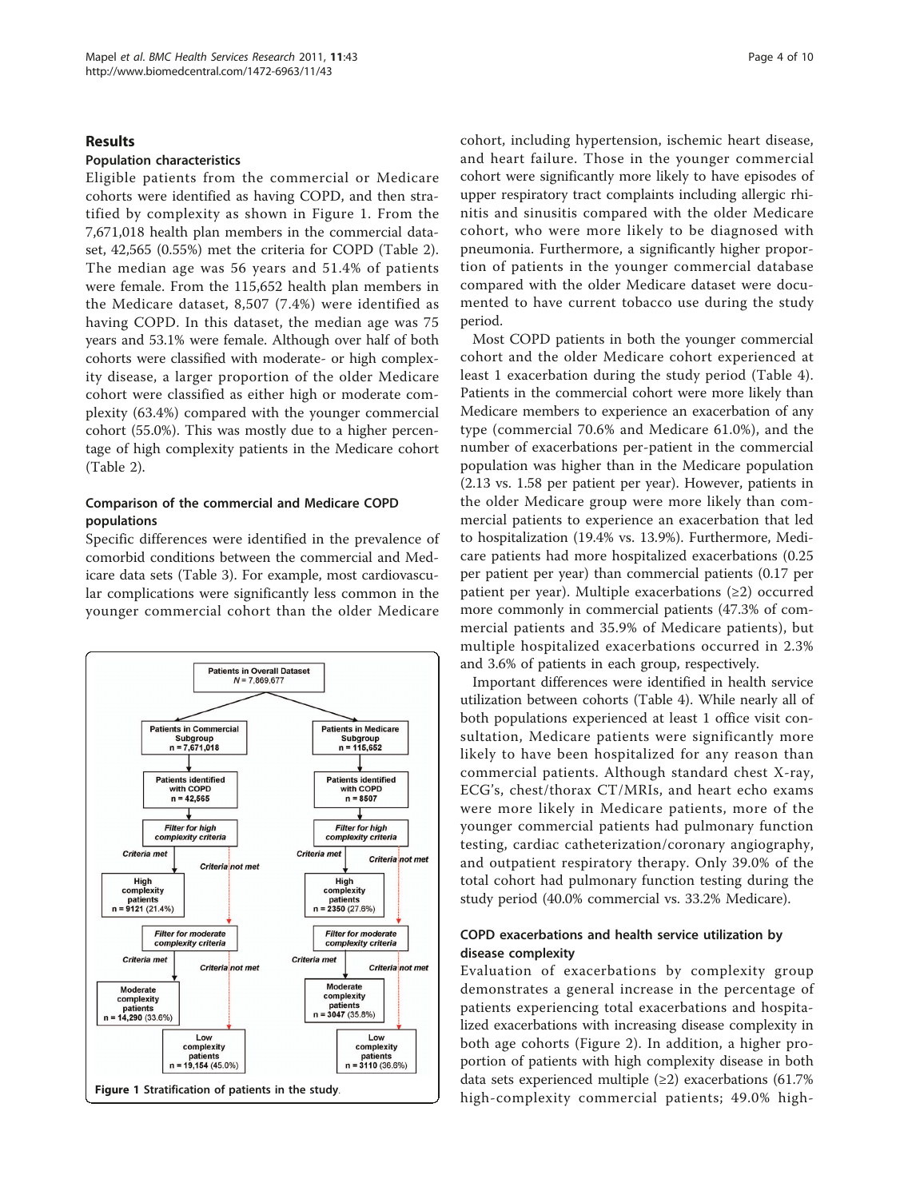## Results

### Population characteristics

Eligible patients from the commercial or Medicare cohorts were identified as having COPD, and then stratified by complexity as shown in Figure 1. From the 7,671,018 health plan members in the commercial dataset, 42,565 (0.55%) met the criteria for COPD (Table 2). The median age was 56 years and 51.4% of patients were female. From the 115,652 health plan members in the Medicare dataset, 8,507 (7.4%) were identified as having COPD. In this dataset, the median age was 75 years and 53.1% were female. Although over half of both cohorts were classified with moderate- or high complexity disease, a larger proportion of the older Medicare cohort were classified as either high or moderate complexity (63.4%) compared with the younger commercial cohort (55.0%). This was mostly due to a higher percentage of high complexity patients in the Medicare cohort (Table 2).

### Comparison of the commercial and Medicare COPD populations

Specific differences were identified in the prevalence of comorbid conditions between the commercial and Medicare data sets (Table 3). For example, most cardiovascular complications were significantly less common in the younger commercial cohort than the older Medicare cohort, including hypertension, ischemic heart disease, and heart failure. Those in the younger commercial cohort were significantly more likely to have episodes of upper respiratory tract complaints including allergic rhinitis and sinusitis compared with the older Medicare cohort, who were more likely to be diagnosed with pneumonia. Furthermore, a significantly higher proportion of patients in the younger commercial database compared with the older Medicare dataset were documented to have current tobacco use during the study period.

Most COPD patients in both the younger commercial cohort and the older Medicare cohort experienced at least 1 exacerbation during the study period (Table 4). Patients in the commercial cohort were more likely than Medicare members to experience an exacerbation of any type (commercial 70.6% and Medicare 61.0%), and the number of exacerbations per-patient in the commercial population was higher than in the Medicare population (2.13 vs. 1.58 per patient per year). However, patients in the older Medicare group were more likely than commercial patients to experience an exacerbation that led to hospitalization (19.4% vs. 13.9%). Furthermore, Medicare patients had more hospitalized exacerbations (0.25 per patient per year) than commercial patients (0.17 per patient per year). Multiple exacerbations (≥2) occurred more commonly in commercial patients (47.3% of commercial patients and 35.9% of Medicare patients), but multiple hospitalized exacerbations occurred in 2.3% and 3.6% of patients in each group, respectively.

Important differences were identified in health service utilization between cohorts (Table 4). While nearly all of both populations experienced at least 1 office visit consultation, Medicare patients were significantly more likely to have been hospitalized for any reason than commercial patients. Although standard chest X-ray, ECG's, chest/thorax CT/MRIs, and heart echo exams were more likely in Medicare patients, more of the younger commercial patients had pulmonary function testing, cardiac catheterization/coronary angiography, and outpatient respiratory therapy. Only 39.0% of the total cohort had pulmonary function testing during the study period (40.0% commercial vs. 33.2% Medicare).

### COPD exacerbations and health service utilization by disease complexity

Evaluation of exacerbations by complexity group demonstrates a general increase in the percentage of patients experiencing total exacerbations and hospitalized exacerbations with increasing disease complexity in both age cohorts (Figure 2). In addition, a higher proportion of patients with high complexity disease in both data sets experienced multiple (≥2) exacerbations (61.7% high-complexity commercial patients; 49.0% high-

Patients in Overall Dataset
N = 7,869,677

Patients in Commercial Subgroup n = 7,671,018 → Patients identified with COPD n = 42,565 → Filter for high complexity criteria → Criteria met: High complexity patients n = 9121 (21.4%); Criteria not met → Filter for moderate complexity criteria → Criteria met: Moderate complexity patients n = 14,290 (33.6%); Criteria not met: Low complexity patients n = 19,154 (45.0%)

Patients in Medicare Subgroup n = 115,652 → Patients identified with COPD n = 8507 → Filter for high complexity criteria → Criteria met: High complexity patients n = 2350 (27.6%); Criteria not met → Filter for moderate complexity criteria → Criteria met: Moderate complexity patients n = 3047 (35.8%); Criteria not met: Low complexity patients n = 3110 (36.6%)

**Figure 1** Stratification of patients in the study.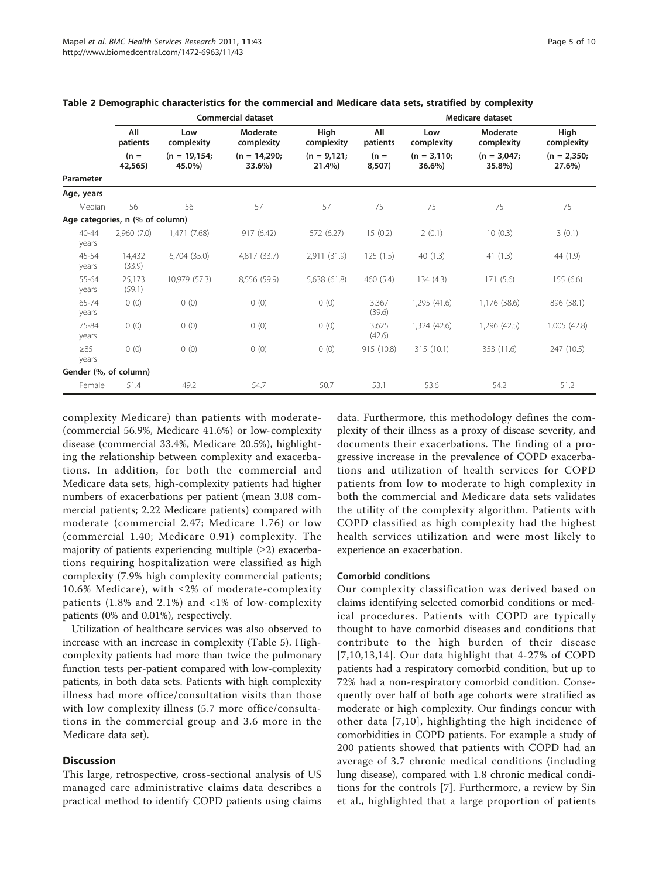**Table 2 Demographic characteristics for the commercial and Medicare data sets, stratified by complexity**

| Parameter | Commercial dataset | | | | Medicare dataset | | | |
|---|---|---|---|---|---|---|---|---|
| | All patients (n = 42,565) | Low complexity (n = 19,154; 45.0%) | Moderate complexity (n = 14,290; 33.6%) | High complexity (n = 9,121; 21.4%) | All patients (n = 8,507) | Low complexity (n = 3,110; 36.6%) | Moderate complexity (n = 3,047; 35.8%) | High complexity (n = 2,350; 27.6%) |
| **Age, years** | | | | | | | | |
| Median | 56 | 56 | 57 | 57 | 75 | 75 | 75 | 75 |
| **Age categories, n (% of column)** | | | | | | | | |
| 40-44 years | 2,960 (7.0) | 1,471 (7.68) | 917 (6.42) | 572 (6.27) | 15 (0.2) | 2 (0.1) | 10 (0.3) | 3 (0.1) |
| 45-54 years | 14,432 (33.9) | 6,704 (35.0) | 4,817 (33.7) | 2,911 (31.9) | 125 (1.5) | 40 (1.3) | 41 (1.3) | 44 (1.9) |
| 55-64 years | 25,173 (59.1) | 10,979 (57.3) | 8,556 (59.9) | 5,638 (61.8) | 460 (5.4) | 134 (4.3) | 171 (5.6) | 155 (6.6) |
| 65-74 years | 0 (0) | 0 (0) | 0 (0) | 0 (0) | 3,367 (39.6) | 1,295 (41.6) | 1,176 (38.6) | 896 (38.1) |
| 75-84 years | 0 (0) | 0 (0) | 0 (0) | 0 (0) | 3,625 (42.6) | 1,324 (42.6) | 1,296 (42.5) | 1,005 (42.8) |
| ≥85 years | 0 (0) | 0 (0) | 0 (0) | 0 (0) | 915 (10.8) | 315 (10.1) | 353 (11.6) | 247 (10.5) |
| **Gender (%, of column)** | | | | | | | | |
| Female | 51.4 | 49.2 | 54.7 | 50.7 | 53.1 | 53.6 | 54.2 | 51.2 |

complexity Medicare) than patients with moderate- (commercial 56.9%, Medicare 41.6%) or low-complexity disease (commercial 33.4%, Medicare 20.5%), highlighting the relationship between complexity and exacerbations. In addition, for both the commercial and Medicare data sets, high-complexity patients had higher numbers of exacerbations per patient (mean 3.08 commercial patients; 2.22 Medicare patients) compared with moderate (commercial 2.47; Medicare 1.76) or low (commercial 1.40; Medicare 0.91) complexity. The majority of patients experiencing multiple (≥2) exacerbations requiring hospitalization were classified as high complexity (7.9% high complexity commercial patients; 10.6% Medicare), with ≤2% of moderate-complexity patients (1.8% and 2.1%) and <1% of low-complexity patients (0% and 0.01%), respectively.

Utilization of healthcare services was also observed to increase with an increase in complexity (Table 5). High-complexity patients had more than twice the pulmonary function tests per-patient compared with low-complexity patients, in both data sets. Patients with high complexity illness had more office/consultation visits than those with low complexity illness (5.7 more office/consultations in the commercial group and 3.6 more in the Medicare data set).

## Discussion

This large, retrospective, cross-sectional analysis of US managed care administrative claims data describes a practical method to identify COPD patients using claims data. Furthermore, this methodology defines the complexity of their illness as a proxy of disease severity, and documents their exacerbations. The finding of a progressive increase in the prevalence of COPD exacerbations and utilization of health services for COPD patients from low to moderate to high complexity in both the commercial and Medicare data sets validates the utility of the complexity algorithm. Patients with COPD classified as high complexity had the highest health services utilization and were most likely to experience an exacerbation.

### Comorbid conditions

Our complexity classification was derived based on claims identifying selected comorbid conditions or medical procedures. Patients with COPD are typically thought to have comorbid diseases and conditions that contribute to the high burden of their disease [7,10,13,14]. Our data highlight that 4-27% of COPD patients had a respiratory comorbid condition, but up to 72% had a non-respiratory comorbid condition. Consequently over half of both age cohorts were stratified as moderate or high complexity. Our findings concur with other data [7,10], highlighting the high incidence of comorbidities in COPD patients. For example a study of 200 patients showed that patients with COPD had an average of 3.7 chronic medical conditions (including lung disease), compared with 1.8 chronic medical conditions for the controls [7]. Furthermore, a review by Sin et al., highlighted that a large proportion of patients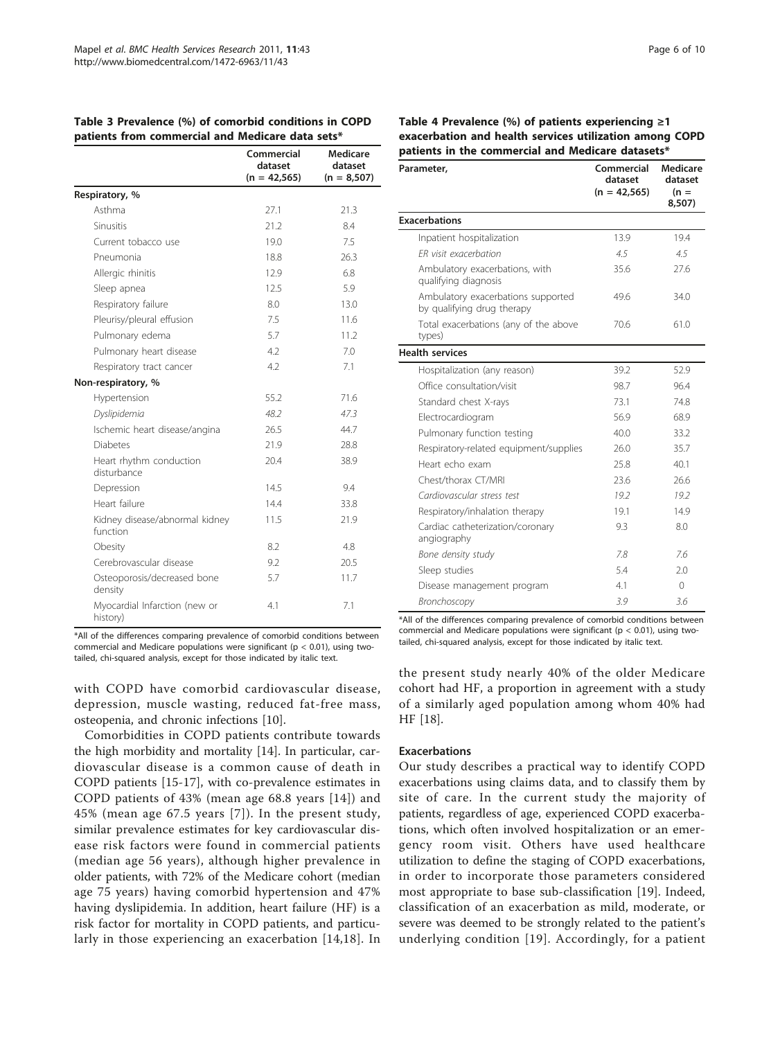**Table 3 Prevalence (%) of comorbid conditions in COPD patients from commercial and Medicare data sets***

| | Commercial dataset (n = 42,565) | Medicare dataset (n = 8,507) |
|---|---|---|
| **Respiratory, %** | | |
| Asthma | 27.1 | 21.3 |
| Sinusitis | 21.2 | 8.4 |
| Current tobacco use | 19.0 | 7.5 |
| Pneumonia | 18.8 | 26.3 |
| Allergic rhinitis | 12.9 | 6.8 |
| Sleep apnea | 12.5 | 5.9 |
| Respiratory failure | 8.0 | 13.0 |
| Pleurisy/pleural effusion | 7.5 | 11.6 |
| Pulmonary edema | 5.7 | 11.2 |
| Pulmonary heart disease | 4.2 | 7.0 |
| Respiratory tract cancer | 4.2 | 7.1 |
| **Non-respiratory, %** | | |
| Hypertension | 55.2 | 71.6 |
| *Dyslipidemia* | *48.2* | *47.3* |
| Ischemic heart disease/angina | 26.5 | 44.7 |
| Diabetes | 21.9 | 28.8 |
| Heart rhythm conduction disturbance | 20.4 | 38.9 |
| Depression | 14.5 | 9.4 |
| Heart failure | 14.4 | 33.8 |
| Kidney disease/abnormal kidney function | 11.5 | 21.9 |
| Obesity | 8.2 | 4.8 |
| Cerebrovascular disease | 9.2 | 20.5 |
| Osteoporosis/decreased bone density | 5.7 | 11.7 |
| Myocardial Infarction (new or history) | 4.1 | 7.1 |

*All of the differences comparing prevalence of comorbid conditions between commercial and Medicare populations were significant ($p < 0.01$), using two-tailed, chi-squared analysis, except for those indicated by italic text.

**Table 4 Prevalence (%) of patients experiencing ≥1 exacerbation and health services utilization among COPD patients in the commercial and Medicare datasets***

| Parameter, | Commercial dataset (n = 42,565) | Medicare dataset (n = 8,507) |
|---|---|---|
| **Exacerbations** | | |
| Inpatient hospitalization | 13.9 | 19.4 |
| *ER visit exacerbation* | *4.5* | *4.5* |
| Ambulatory exacerbations, with qualifying diagnosis | 35.6 | 27.6 |
| Ambulatory exacerbations supported by qualifying drug therapy | 49.6 | 34.0 |
| Total exacerbations (any of the above types) | 70.6 | 61.0 |
| **Health services** | | |
| Hospitalization (any reason) | 39.2 | 52.9 |
| Office consultation/visit | 98.7 | 96.4 |
| Standard chest X-rays | 73.1 | 74.8 |
| Electrocardiogram | 56.9 | 68.9 |
| Pulmonary function testing | 40.0 | 33.2 |
| Respiratory-related equipment/supplies | 26.0 | 35.7 |
| Heart echo exam | 25.8 | 40.1 |
| Chest/thorax CT/MRI | 23.6 | 26.6 |
| *Cardiovascular stress test* | *19.2* | *19.2* |
| Respiratory/inhalation therapy | 19.1 | 14.9 |
| Cardiac catheterization/coronary angiography | 9.3 | 8.0 |
| *Bone density study* | *7.8* | *7.6* |
| Sleep studies | 5.4 | 2.0 |
| Disease management program | 4.1 | 0 |
| *Bronchoscopy* | *3.9* | *3.6* |

*All of the differences comparing prevalence of comorbid conditions between commercial and Medicare populations were significant ($p < 0.01$), using two-tailed, chi-squared analysis, except for those indicated by italic text.

with COPD have comorbid cardiovascular disease, depression, muscle wasting, reduced fat-free mass, osteopenia, and chronic infections [10].

Comorbidities in COPD patients contribute towards the high morbidity and mortality [14]. In particular, cardiovascular disease is a common cause of death in COPD patients [15-17], with co-prevalence estimates in COPD patients of 43% (mean age 68.8 years [14]) and 45% (mean age 67.5 years [7]). In the present study, similar prevalence estimates for key cardiovascular disease risk factors were found in commercial patients (median age 56 years), although higher prevalence in older patients, with 72% of the Medicare cohort (median age 75 years) having comorbid hypertension and 47% having dyslipidemia. In addition, heart failure (HF) is a risk factor for mortality in COPD patients, and particularly in those experiencing an exacerbation [14,18]. In the present study nearly 40% of the older Medicare cohort had HF, a proportion in agreement with a study of a similarly aged population among whom 40% had HF [18].

### Exacerbations

Our study describes a practical way to identify COPD exacerbations using claims data, and to classify them by site of care. In the current study the majority of patients, regardless of age, experienced COPD exacerbations, which often involved hospitalization or an emergency room visit. Others have used healthcare utilization to define the staging of COPD exacerbations, in order to incorporate those parameters considered most appropriate to base sub-classification [19]. Indeed, classification of an exacerbation as mild, moderate, or severe was deemed to be strongly related to the patient's underlying condition [19]. Accordingly, for a patient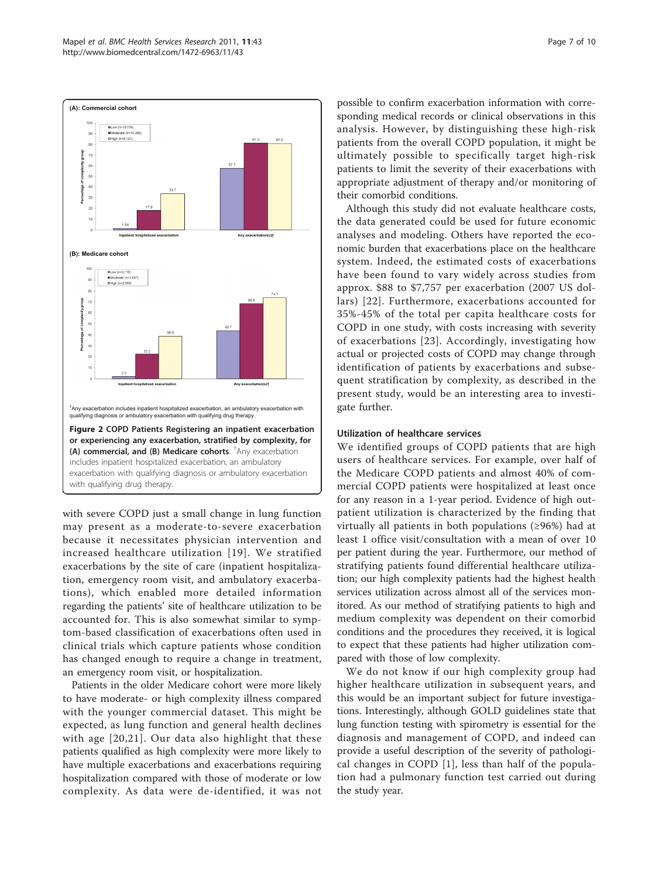(A): Commercial cohort

(B): Medicare cohort

[†]Any exacerbation includes inpatient hospitalized exacerbation, an ambulatory exacerbation with qualifying diagnosis or ambulatory exacerbation with qualifying drug therapy.

**Figure 2 COPD Patients Registering an inpatient exacerbation or experiencing any exacerbation, stratified by complexity, for (A) commercial, and (B) Medicare cohorts**. [†]Any exacerbation includes inpatient hospitalized exacerbation, an ambulatory exacerbation with qualifying diagnosis or ambulatory exacerbation with qualifying drug therapy.

with severe COPD just a small change in lung function may present as a moderate-to-severe exacerbation because it necessitates physician intervention and increased healthcare utilization [19]. We stratified exacerbations by the site of care (inpatient hospitalization, emergency room visit, and ambulatory exacerbations), which enabled more detailed information regarding the patients' site of healthcare utilization to be accounted for. This is also somewhat similar to symptom-based classification of exacerbations often used in clinical trials which capture patients whose condition has changed enough to require a change in treatment, an emergency room visit, or hospitalization.

Patients in the older Medicare cohort were more likely to have moderate- or high complexity illness compared with the younger commercial dataset. This might be expected, as lung function and general health declines with age [20,21]. Our data also highlight that these patients qualified as high complexity were more likely to have multiple exacerbations and exacerbations requiring hospitalization compared with those of moderate or low complexity. As data were de-identified, it was not possible to confirm exacerbation information with corresponding medical records or clinical observations in this analysis. However, by distinguishing these high-risk patients from the overall COPD population, it might be ultimately possible to specifically target high-risk patients to limit the severity of their exacerbations with appropriate adjustment of therapy and/or monitoring of their comorbid conditions.

Although this study did not evaluate healthcare costs, the data generated could be used for future economic analyses and modeling. Others have reported the economic burden that exacerbations place on the healthcare system. Indeed, the estimated costs of exacerbations have been found to vary widely across studies from approx. \$88 to \$7,757 per exacerbation (2007 US dollars) [22]. Furthermore, exacerbations accounted for 35%-45% of the total per capita healthcare costs for COPD in one study, with costs increasing with severity of exacerbations [23]. Accordingly, investigating how actual or projected costs of COPD may change through identification of patients by exacerbations and subsequent stratification by complexity, as described in the present study, would be an interesting area to investigate further.

### Utilization of healthcare services

We identified groups of COPD patients that are high users of healthcare services. For example, over half of the Medicare COPD patients and almost 40% of commercial COPD patients were hospitalized at least once for any reason in a 1-year period. Evidence of high outpatient utilization is characterized by the finding that virtually all patients in both populations (≥96%) had at least 1 office visit/consultation with a mean of over 10 per patient during the year. Furthermore, our method of stratifying patients found differential healthcare utilization; our high complexity patients had the highest health services utilization across almost all of the services monitored. As our method of stratifying patients to high and medium complexity was dependent on their comorbid conditions and the procedures they received, it is logical to expect that these patients had higher utilization compared with those of low complexity.

We do not know if our high complexity group had higher healthcare utilization in subsequent years, and this would be an important subject for future investigations. Interestingly, although GOLD guidelines state that lung function testing with spirometry is essential for the diagnosis and management of COPD, and indeed can provide a useful description of the severity of pathological changes in COPD [1], less than half of the population had a pulmonary function test carried out during the study year.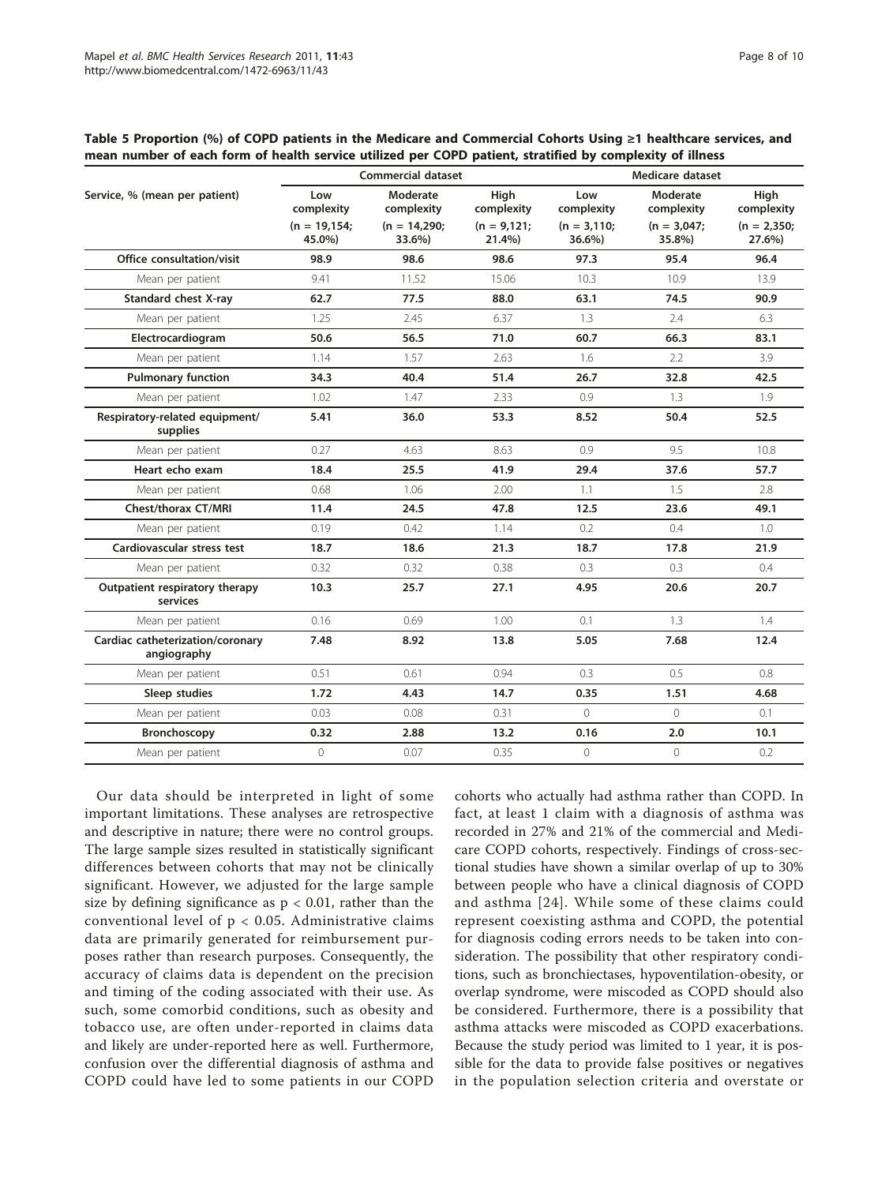**Table 5 Proportion (%) of COPD patients in the Medicare and Commercial Cohorts Using ≥1 healthcare services, and mean number of each form of health service utilized per COPD patient, stratified by complexity of illness**

| Service, % (mean per patient) | Commercial dataset | | | Medicare dataset | | |
|---|---|---|---|---|---|---|
| | Low complexity (n = 19,154; 45.0%) | Moderate complexity (n = 14,290; 33.6%) | High complexity (n = 9,121; 21.4%) | Low complexity (n = 3,110; 36.6%) | Moderate complexity (n = 3,047; 35.8%) | High complexity (n = 2,350; 27.6%) |
| **Office consultation/visit** | **98.9** | **98.6** | **98.6** | **97.3** | **95.4** | **96.4** |
| Mean per patient | 9.41 | 11.52 | 15.06 | 10.3 | 10.9 | 13.9 |
| **Standard chest X-ray** | **62.7** | **77.5** | **88.0** | **63.1** | **74.5** | **90.9** |
| Mean per patient | 1.25 | 2.45 | 6.37 | 1.3 | 2.4 | 6.3 |
| **Electrocardiogram** | **50.6** | **56.5** | **71.0** | **60.7** | **66.3** | **83.1** |
| Mean per patient | 1.14 | 1.57 | 2.63 | 1.6 | 2.2 | 3.9 |
| **Pulmonary function** | **34.3** | **40.4** | **51.4** | **26.7** | **32.8** | **42.5** |
| Mean per patient | 1.02 | 1.47 | 2.33 | 0.9 | 1.3 | 1.9 |
| **Respiratory-related equipment/ supplies** | **5.41** | **36.0** | **53.3** | **8.52** | **50.4** | **52.5** |
| Mean per patient | 0.27 | 4.63 | 8.63 | 0.9 | 9.5 | 10.8 |
| **Heart echo exam** | **18.4** | **25.5** | **41.9** | **29.4** | **37.6** | **57.7** |
| Mean per patient | 0.68 | 1.06 | 2.00 | 1.1 | 1.5 | 2.8 |
| **Chest/thorax CT/MRI** | **11.4** | **24.5** | **47.8** | **12.5** | **23.6** | **49.1** |
| Mean per patient | 0.19 | 0.42 | 1.14 | 0.2 | 0.4 | 1.0 |
| **Cardiovascular stress test** | **18.7** | **18.6** | **21.3** | **18.7** | **17.8** | **21.9** |
| Mean per patient | 0.32 | 0.32 | 0.38 | 0.3 | 0.3 | 0.4 |
| **Outpatient respiratory therapy services** | **10.3** | **25.7** | **27.1** | **4.95** | **20.6** | **20.7** |
| Mean per patient | 0.16 | 0.69 | 1.00 | 0.1 | 1.3 | 1.4 |
| **Cardiac catheterization/coronary angiography** | **7.48** | **8.92** | **13.8** | **5.05** | **7.68** | **12.4** |
| Mean per patient | 0.51 | 0.61 | 0.94 | 0.3 | 0.5 | 0.8 |
| **Sleep studies** | **1.72** | **4.43** | **14.7** | **0.35** | **1.51** | **4.68** |
| Mean per patient | 0.03 | 0.08 | 0.31 | 0 | 0 | 0.1 |
| **Bronchoscopy** | **0.32** | **2.88** | **13.2** | **0.16** | **2.0** | **10.1** |
| Mean per patient | 0 | 0.07 | 0.35 | 0 | 0 | 0.2 |

Our data should be interpreted in light of some important limitations. These analyses are retrospective and descriptive in nature; there were no control groups. The large sample sizes resulted in statistically significant differences between cohorts that may not be clinically significant. However, we adjusted for the large sample size by defining significance as $p < 0.01$, rather than the conventional level of $p < 0.05$. Administrative claims data are primarily generated for reimbursement purposes rather than research purposes. Consequently, the accuracy of claims data is dependent on the precision and timing of the coding associated with their use. As such, some comorbid conditions, such as obesity and tobacco use, are often under-reported in claims data and likely are under-reported here as well. Furthermore, confusion over the differential diagnosis of asthma and COPD could have led to some patients in our COPD cohorts who actually had asthma rather than COPD. In fact, at least 1 claim with a diagnosis of asthma was recorded in 27% and 21% of the commercial and Medicare COPD cohorts, respectively. Findings of cross-sectional studies have shown a similar overlap of up to 30% between people who have a clinical diagnosis of COPD and asthma [24]. While some of these claims could represent coexisting asthma and COPD, the potential for diagnosis coding errors needs to be taken into consideration. The possibility that other respiratory conditions, such as bronchiectases, hypoventilation-obesity, or overlap syndrome, were miscoded as COPD should also be considered. Furthermore, there is a possibility that asthma attacks were miscoded as COPD exacerbations. Because the study period was limited to 1 year, it is possible for the data to provide false positives or negatives in the population selection criteria and overstate or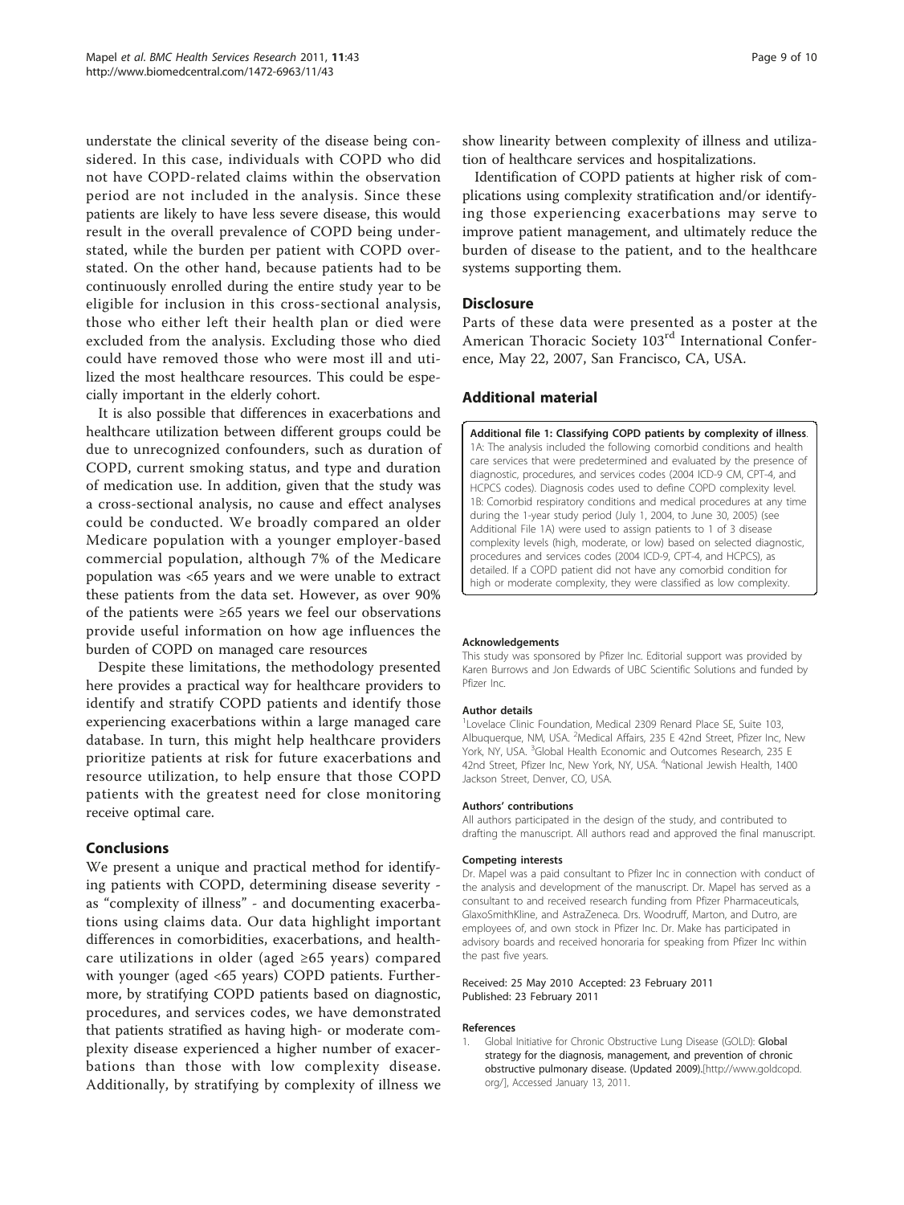understate the clinical severity of the disease being considered. In this case, individuals with COPD who did not have COPD-related claims within the observation period are not included in the analysis. Since these patients are likely to have less severe disease, this would result in the overall prevalence of COPD being understated, while the burden per patient with COPD overstated. On the other hand, because patients had to be continuously enrolled during the entire study year to be eligible for inclusion in this cross-sectional analysis, those who either left their health plan or died were excluded from the analysis. Excluding those who died could have removed those who were most ill and utilized the most healthcare resources. This could be especially important in the elderly cohort.

It is also possible that differences in exacerbations and healthcare utilization between different groups could be due to unrecognized confounders, such as duration of COPD, current smoking status, and type and duration of medication use. In addition, given that the study was a cross-sectional analysis, no cause and effect analyses could be conducted. We broadly compared an older Medicare population with a younger employer-based commercial population, although 7% of the Medicare population was <65 years and we were unable to extract these patients from the data set. However, as over 90% of the patients were ≥65 years we feel our observations provide useful information on how age influences the burden of COPD on managed care resources

Despite these limitations, the methodology presented here provides a practical way for healthcare providers to identify and stratify COPD patients and identify those experiencing exacerbations within a large managed care database. In turn, this might help healthcare providers prioritize patients at risk for future exacerbations and resource utilization, to help ensure that those COPD patients with the greatest need for close monitoring receive optimal care.

## Conclusions

We present a unique and practical method for identifying patients with COPD, determining disease severity - as "complexity of illness" - and documenting exacerbations using claims data. Our data highlight important differences in comorbidities, exacerbations, and healthcare utilizations in older (aged ≥65 years) compared with younger (aged <65 years) COPD patients. Furthermore, by stratifying COPD patients based on diagnostic, procedures, and services codes, we have demonstrated that patients stratified as having high- or moderate complexity disease experienced a higher number of exacerbations than those with low complexity disease. Additionally, by stratifying by complexity of illness we show linearity between complexity of illness and utilization of healthcare services and hospitalizations.

Identification of COPD patients at higher risk of complications using complexity stratification and/or identifying those experiencing exacerbations may serve to improve patient management, and ultimately reduce the burden of disease to the patient, and to the healthcare systems supporting them.

## Disclosure

Parts of these data were presented as a poster at the American Thoracic Society 103rd International Conference, May 22, 2007, San Francisco, CA, USA.

## Additional material

**Additional file 1: Classifying COPD patients by complexity of illness**. 1A: The analysis included the following comorbid conditions and health care services that were predetermined and evaluated by the presence of diagnostic, procedures, and services codes (2004 ICD-9 CM, CPT-4, and HCPCS codes). Diagnosis codes used to define COPD complexity level. 1B: Comorbid respiratory conditions and medical procedures at any time during the 1-year study period (July 1, 2004, to June 30, 2005) (see Additional File 1A) were used to assign patients to 1 of 3 disease complexity levels (high, moderate, or low) based on selected diagnostic, procedures and services codes (2004 ICD-9, CPT-4, and HCPCS), as detailed. If a COPD patient did not have any comorbid condition for high or moderate complexity, they were classified as low complexity.

#### Acknowledgements

This study was sponsored by Pfizer Inc. Editorial support was provided by Karen Burrows and Jon Edwards of UBC Scientific Solutions and funded by Pfizer Inc.

#### Author details

[1]Lovelace Clinic Foundation, Medical 2309 Renard Place SE, Suite 103, Albuquerque, NM, USA. [2]Medical Affairs, 235 E 42nd Street, Pfizer Inc, New York, NY, USA. [3]Global Health Economic and Outcomes Research, 235 E 42nd Street, Pfizer Inc, New York, NY, USA. [4]National Jewish Health, 1400 Jackson Street, Denver, CO, USA.

#### Authors' contributions

All authors participated in the design of the study, and contributed to drafting the manuscript. All authors read and approved the final manuscript.

#### Competing interests

Dr. Mapel was a paid consultant to Pfizer Inc in connection with conduct of the analysis and development of the manuscript. Dr. Mapel has served as a consultant to and received research funding from Pfizer Pharmaceuticals, GlaxoSmithKline, and AstraZeneca. Drs. Woodruff, Marton, and Dutro, are employees of, and own stock in Pfizer Inc. Dr. Make has participated in advisory boards and received honoraria for speaking from Pfizer Inc within the past five years.

Received: 25 May 2010 Accepted: 23 February 2011
Published: 23 February 2011

#### References

1. Global Initiative for Chronic Obstructive Lung Disease (GOLD): **Global strategy for the diagnosis, management, and prevention of chronic obstructive pulmonary disease. (Updated 2009).**[http://www.goldcopd.org/], Accessed January 13, 2011.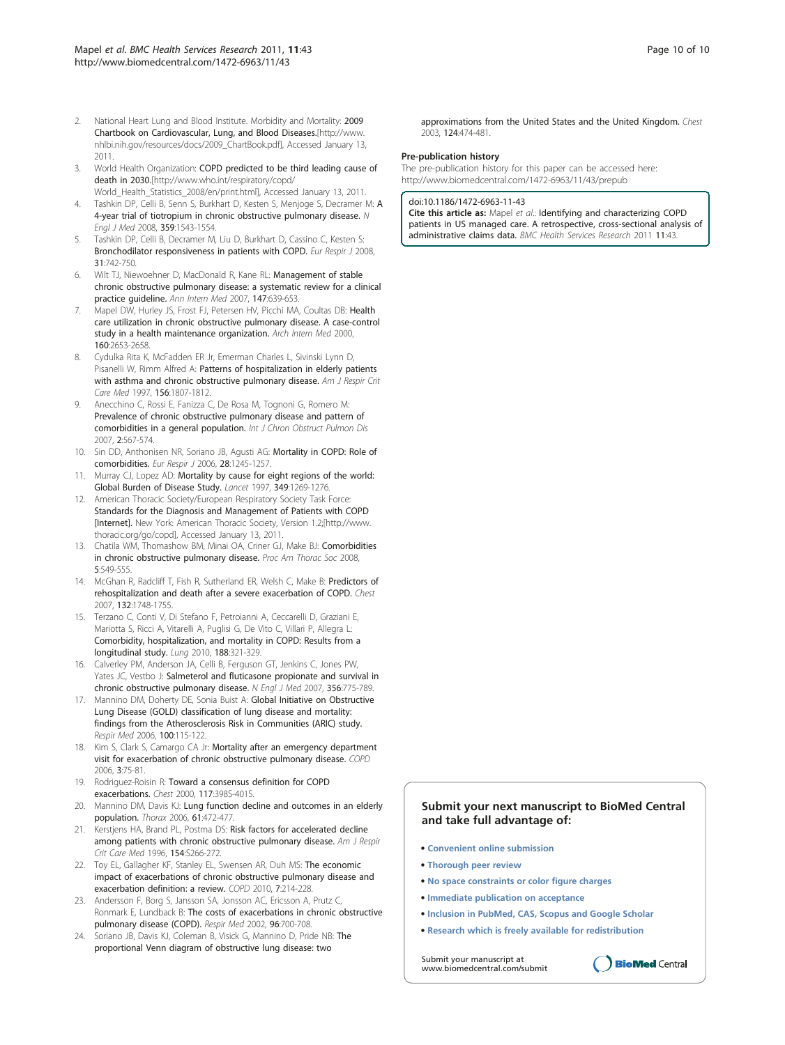2. National Heart Lung and Blood Institute. Morbidity and Mortality: **2009 Chartbook on Cardiovascular, Lung, and Blood Diseases.**[http://www.nhlbi.nih.gov/resources/docs/2009_ChartBook.pdf], Accessed January 13, 2011.
3. World Health Organization: **COPD predicted to be third leading cause of death in 2030.**[http://www.who.int/respiratory/copd/World_Health_Statistics_2008/en/print.html], Accessed January 13, 2011.
4. Tashkin DP, Celli B, Senn S, Burkhart D, Kesten S, Menjoge S, Decramer M: **A 4-year trial of tiotropium in chronic obstructive pulmonary disease.** *N Engl J Med* 2008, **359**:1543-1554.
5. Tashkin DP, Celli B, Decramer M, Liu D, Burkhart D, Cassino C, Kesten S: **Bronchodilator responsiveness in patients with COPD.** *Eur Respir J* 2008, **31**:742-750.
6. Wilt TJ, Niewoehner D, MacDonald R, Kane RL: **Management of stable chronic obstructive pulmonary disease: a systematic review for a clinical practice guideline.** *Ann Intern Med* 2007, **147**:639-653.
7. Mapel DW, Hurley JS, Frost FJ, Petersen HV, Picchi MA, Coultas DB: **Health care utilization in chronic obstructive pulmonary disease. A case-control study in a health maintenance organization.** *Arch Intern Med* 2000, **160**:2653-2658.
8. Cydulka Rita K, McFadden ER Jr, Emerman Charles L, Sivinski Lynn D, Pisanelli W, Rimm Alfred A: **Patterns of hospitalization in elderly patients with asthma and chronic obstructive pulmonary disease.** *Am J Respir Crit Care Med* 1997, **156**:1807-1812.
9. Anecchino C, Rossi E, Fanizza C, De Rosa M, Tognoni G, Romero M: **Prevalence of chronic obstructive pulmonary disease and pattern of comorbidities in a general population.** *Int J Chron Obstruct Pulmon Dis* 2007, **2**:567-574.
10. Sin DD, Anthonisen NR, Soriano JB, Agusti AG: **Mortality in COPD: Role of comorbidities.** *Eur Respir J* 2006, **28**:1245-1257.
11. Murray CJ, Lopez AD: **Mortality by cause for eight regions of the world: Global Burden of Disease Study.** *Lancet* 1997, **349**:1269-1276.
12. American Thoracic Society/European Respiratory Society Task Force: **Standards for the Diagnosis and Management of Patients with COPD [Internet].** New York: American Thoracic Society, Version 1.2;[http://www.thoracic.org/go/copd], Accessed January 13, 2011.
13. Chatila WM, Thomashow BM, Minai OA, Criner GJ, Make BJ: **Comorbidities in chronic obstructive pulmonary disease.** *Proc Am Thorac Soc* 2008, **5**:549-555.
14. McGhan R, Radcliff T, Fish R, Sutherland ER, Welsh C, Make B: **Predictors of rehospitalization and death after a severe exacerbation of COPD.** *Chest* 2007, **132**:1748-1755.
15. Terzano C, Conti V, Di Stefano F, Petroianni A, Ceccarelli D, Graziani E, Mariotta S, Ricci A, Vitarelli A, Puglisi G, De Vito C, Villari P, Allegra L: **Comorbidity, hospitalization, and mortality in COPD: Results from a longitudinal study.** *Lung* 2010, **188**:321-329.
16. Calverley PM, Anderson JA, Celli B, Ferguson GT, Jenkins C, Jones PW, Yates JC, Vestbo J: **Salmeterol and fluticasone propionate and survival in chronic obstructive pulmonary disease.** *N Engl J Med* 2007, **356**:775-789.
17. Mannino DM, Doherty DE, Sonia Buist A: **Global Initiative on Obstructive Lung Disease (GOLD) classification of lung disease and mortality: findings from the Atherosclerosis Risk in Communities (ARIC) study.** *Respir Med* 2006, **100**:115-122.
18. Kim S, Clark S, Camargo CA Jr: **Mortality after an emergency department visit for exacerbation of chronic obstructive pulmonary disease.** *COPD* 2006, **3**:75-81.
19. Rodriguez-Roisin R: **Toward a consensus definition for COPD exacerbations.** *Chest* 2000, **117**:398S-401S.
20. Mannino DM, Davis KJ: **Lung function decline and outcomes in an elderly population.** *Thorax* 2006, **61**:472-477.
21. Kerstjens HA, Brand PL, Postma DS: **Risk factors for accelerated decline among patients with chronic obstructive pulmonary disease.** *Am J Respir Crit Care Med* 1996, **154**:S266-272.
22. Toy EL, Gallagher KF, Stanley EL, Swensen AR, Duh MS: **The economic impact of exacerbations of chronic obstructive pulmonary disease and exacerbation definition: a review.** *COPD* 2010, **7**:214-228.
23. Andersson F, Borg S, Jansson SA, Jonsson AC, Ericsson A, Prutz C, Ronmark E, Lundback B: **The costs of exacerbations in chronic obstructive pulmonary disease (COPD).** *Respir Med* 2002, **96**:700-708.
24. Soriano JB, Davis KJ, Coleman B, Visick G, Mannino D, Pride NB: **The proportional Venn diagram of obstructive lung disease: two approximations from the United States and the United Kingdom.** *Chest* 2003, **124**:474-481.

#### Pre-publication history

The pre-publication history for this paper can be accessed here:
http://www.biomedcentral.com/1472-6963/11/43/prepub

doi:10.1186/1472-6963-11-43

**Cite this article as:** Mapel *et al.*: Identifying and characterizing COPD patients in US managed care. A retrospective, cross-sectional analysis of administrative claims data. *BMC Health Services Research* 2011 **11**:43.

**Submit your next manuscript to BioMed Central and take full advantage of:**

- Convenient online submission
- Thorough peer review
- No space constraints or color figure charges
- Immediate publication on acceptance
- Inclusion in PubMed, CAS, Scopus and Google Scholar
- Research which is freely available for redistribution

Submit your manuscript at
www.biomedcentral.com/submit

BioMed Central